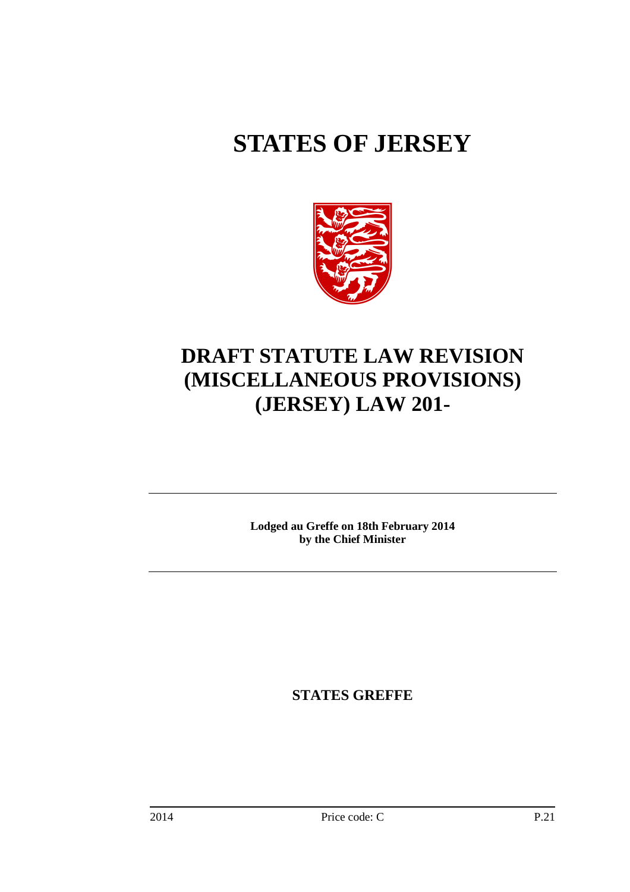# STATES OF JERSEY

# DRAFT STATUTE LAW REVISION (MISCELLANEOUS PROVISIONS) (JERSEY) LAW 201-

**Lodged au Greffe on 18th February 2014**
**by the Chief Minister**

**STATES GREFFE**

2014 Price code: C P.21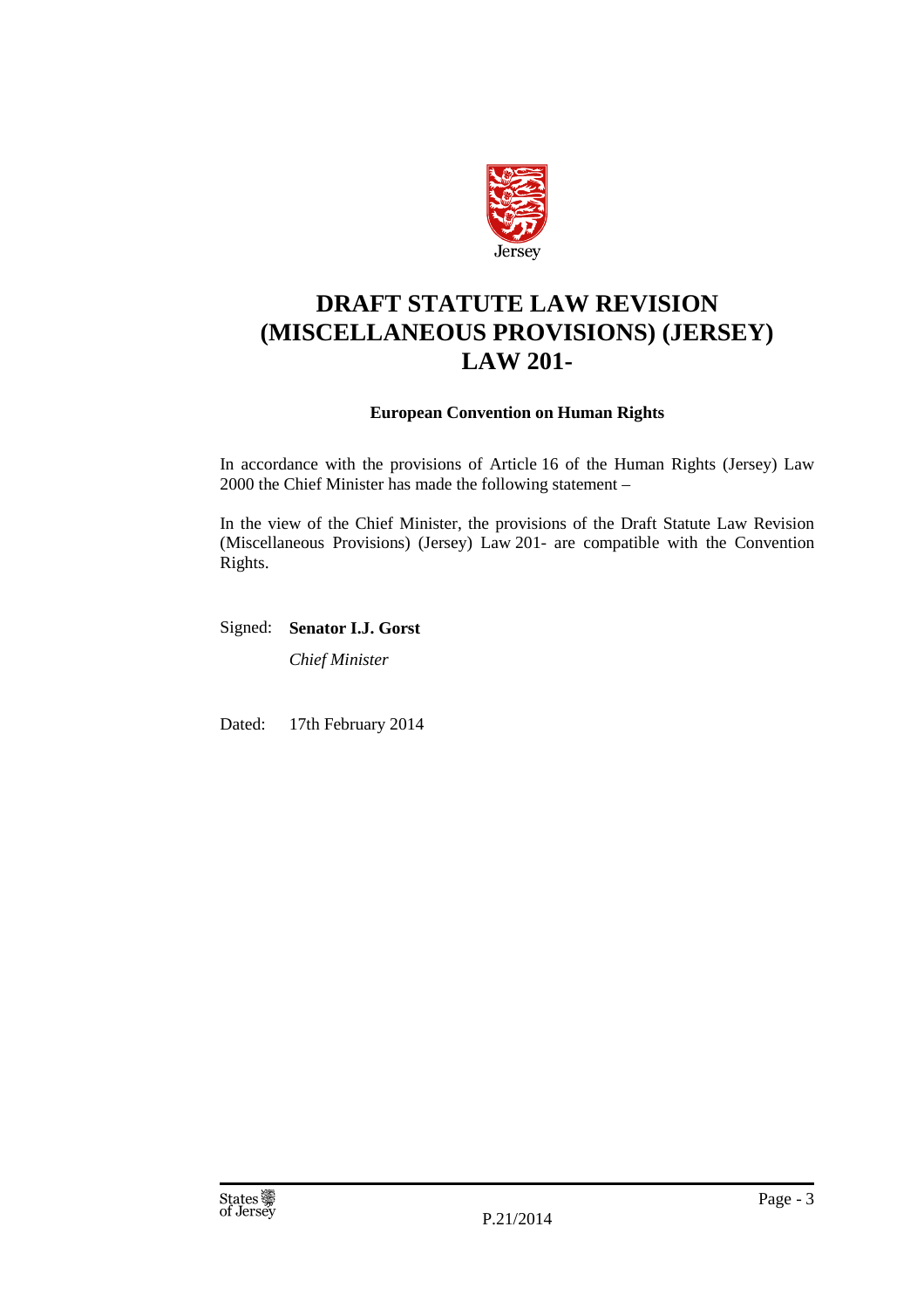Jersey

# DRAFT STATUTE LAW REVISION (MISCELLANEOUS PROVISIONS) (JERSEY) LAW 201-

**European Convention on Human Rights**

In accordance with the provisions of Article 16 of the Human Rights (Jersey) Law 2000 the Chief Minister has made the following statement –

In the view of the Chief Minister, the provisions of the Draft Statute Law Revision (Miscellaneous Provisions) (Jersey) Law 201- are compatible with the Convention Rights.

Signed: **Senator I.J. Gorst**

*Chief Minister*

Dated: 17th February 2014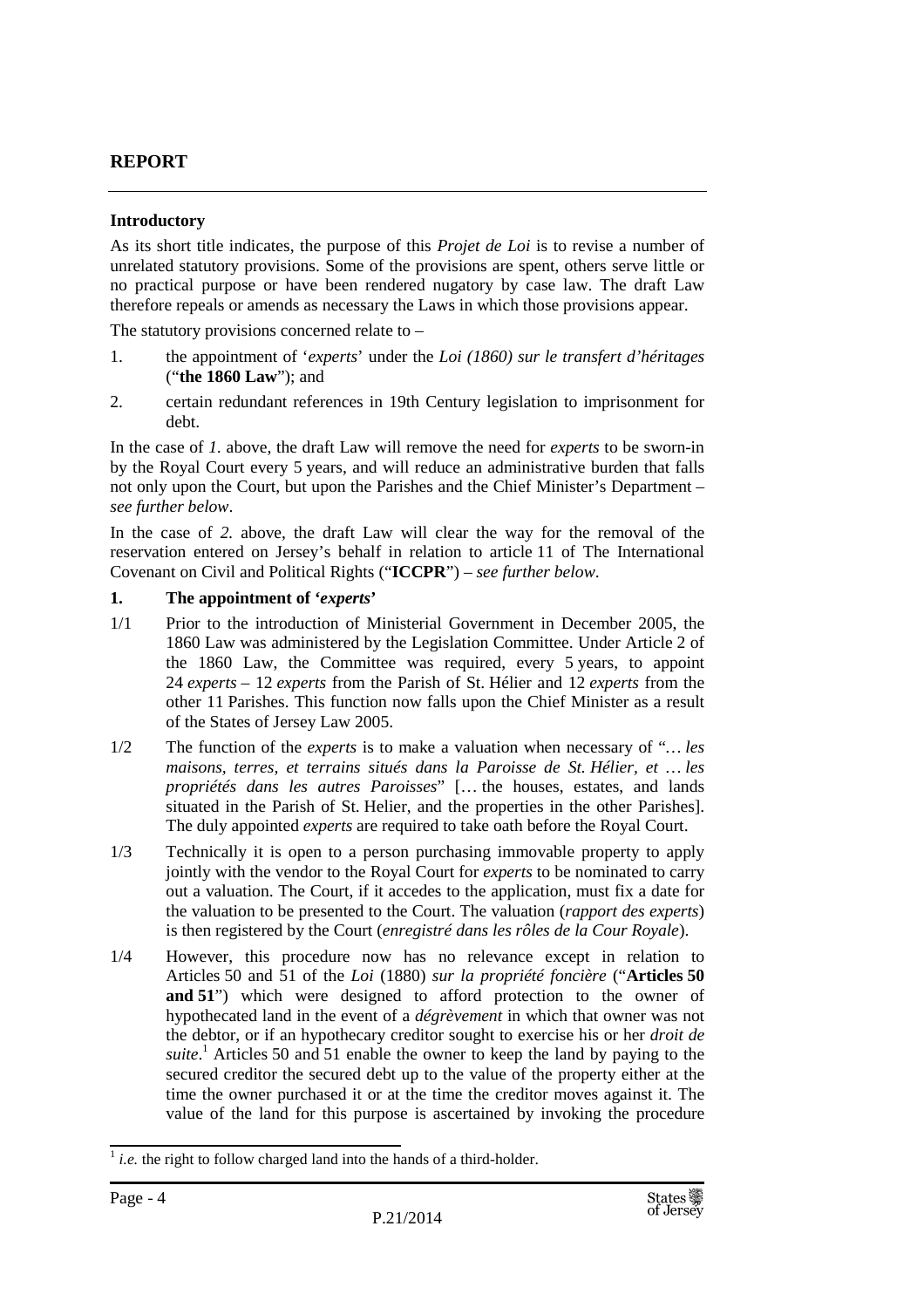## REPORT

### Introductory

As its short title indicates, the purpose of this *Projet de Loi* is to revise a number of unrelated statutory provisions. Some of the provisions are spent, others serve little or no practical purpose or have been rendered nugatory by case law. The draft Law therefore repeals or amends as necessary the Laws in which those provisions appear.

The statutory provisions concerned relate to –

1. the appointment of '*experts*' under the *Loi (1860) sur le transfert d'héritages* ("**the 1860 Law**"); and
2. certain redundant references in 19th Century legislation to imprisonment for debt.

In the case of *1.* above, the draft Law will remove the need for *experts* to be sworn-in by the Royal Court every 5 years, and will reduce an administrative burden that falls not only upon the Court, but upon the Parishes and the Chief Minister's Department – *see further below*.

In the case of *2.* above, the draft Law will clear the way for the removal of the reservation entered on Jersey's behalf in relation to article 11 of The International Covenant on Civil and Political Rights ("**ICCPR**") – *see further below*.

### 1. The appointment of '*experts*'

1/1 Prior to the introduction of Ministerial Government in December 2005, the 1860 Law was administered by the Legislation Committee. Under Article 2 of the 1860 Law, the Committee was required, every 5 years, to appoint 24 *experts* – 12 *experts* from the Parish of St. Hélier and 12 *experts* from the other 11 Parishes. This function now falls upon the Chief Minister as a result of the States of Jersey Law 2005.

1/2 The function of the *experts* is to make a valuation when necessary of "*… les maisons, terres, et terrains situés dans la Paroisse de St. Hélier, et … les propriétés dans les autres Paroisses*" [… the houses, estates, and lands situated in the Parish of St. Helier, and the properties in the other Parishes]. The duly appointed *experts* are required to take oath before the Royal Court.

1/3 Technically it is open to a person purchasing immovable property to apply jointly with the vendor to the Royal Court for *experts* to be nominated to carry out a valuation. The Court, if it accedes to the application, must fix a date for the valuation to be presented to the Court. The valuation (*rapport des experts*) is then registered by the Court (*enregistré dans les rôles de la Cour Royale*).

1/4 However, this procedure now has no relevance except in relation to Articles 50 and 51 of the *Loi* (1880) *sur la propriété foncière* ("**Articles 50 and 51**") which were designed to afford protection to the owner of hypothecated land in the event of a *dégrèvement* in which that owner was not the debtor, or if an hypothecary creditor sought to exercise his or her *droit de suite*.[1] Articles 50 and 51 enable the owner to keep the land by paying to the secured creditor the secured debt up to the value of the property either at the time the owner purchased it or at the time the creditor moves against it. The value of the land for this purpose is ascertained by invoking the procedure

[1] *i.e.* the right to follow charged land into the hands of a third-holder.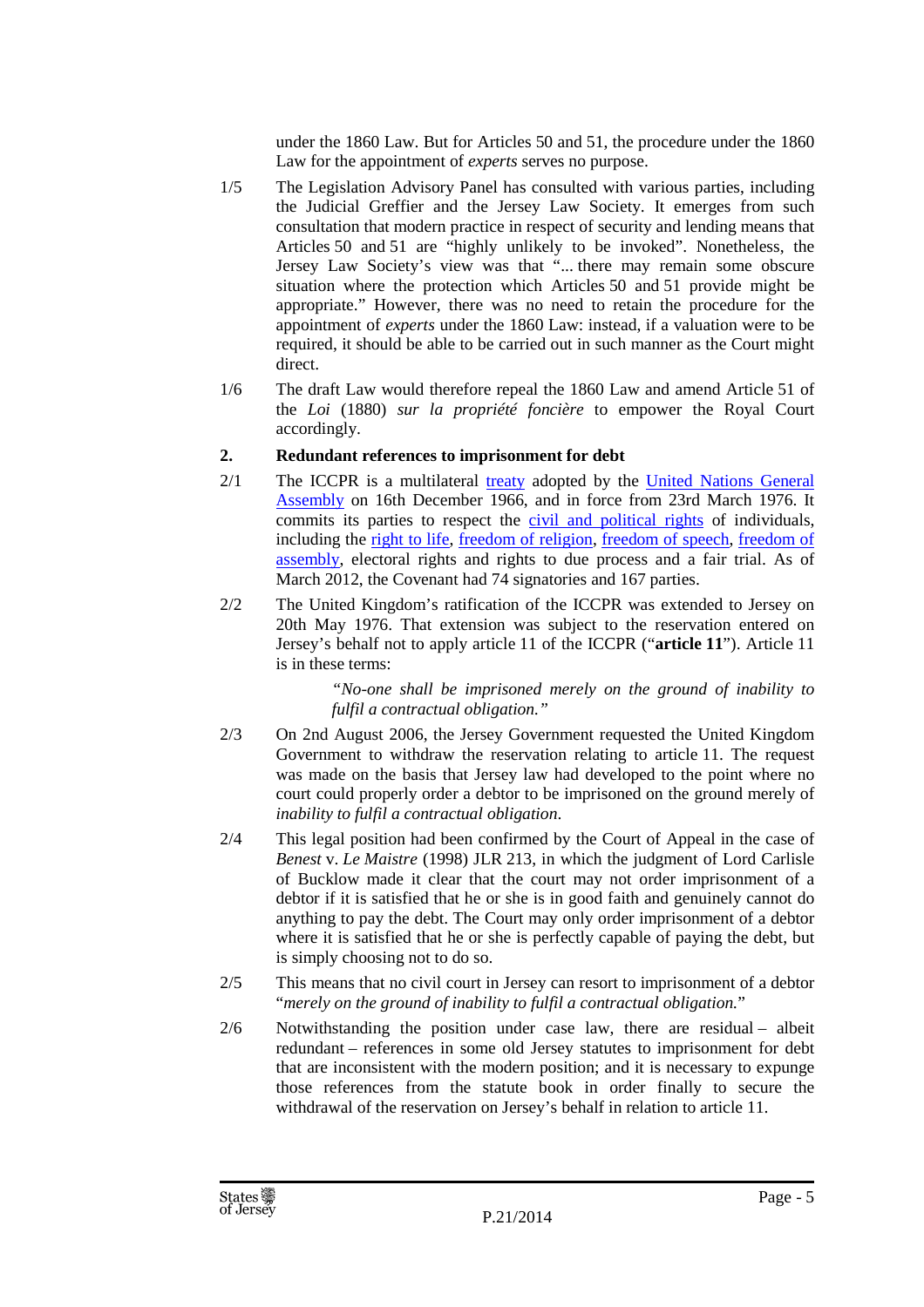under the 1860 Law. But for Articles 50 and 51, the procedure under the 1860 Law for the appointment of *experts* serves no purpose.

1/5 The Legislation Advisory Panel has consulted with various parties, including the Judicial Greffier and the Jersey Law Society. It emerges from such consultation that modern practice in respect of security and lending means that Articles 50 and 51 are "highly unlikely to be invoked". Nonetheless, the Jersey Law Society's view was that "... there may remain some obscure situation where the protection which Articles 50 and 51 provide might be appropriate." However, there was no need to retain the procedure for the appointment of *experts* under the 1860 Law: instead, if a valuation were to be required, it should be able to be carried out in such manner as the Court might direct.

1/6 The draft Law would therefore repeal the 1860 Law and amend Article 51 of the *Loi* (1880) *sur la propriété foncière* to empower the Royal Court accordingly.

## 2. Redundant references to imprisonment for debt

2/1 The ICCPR is a multilateral treaty adopted by the United Nations General Assembly on 16th December 1966, and in force from 23rd March 1976. It commits its parties to respect the civil and political rights of individuals, including the right to life, freedom of religion, freedom of speech, freedom of assembly, electoral rights and rights to due process and a fair trial. As of March 2012, the Covenant had 74 signatories and 167 parties.

2/2 The United Kingdom's ratification of the ICCPR was extended to Jersey on 20th May 1976. That extension was subject to the reservation entered on Jersey's behalf not to apply article 11 of the ICCPR ("**article 11**"). Article 11 is in these terms:

> *"No-one shall be imprisoned merely on the ground of inability to fulfil a contractual obligation."*

2/3 On 2nd August 2006, the Jersey Government requested the United Kingdom Government to withdraw the reservation relating to article 11. The request was made on the basis that Jersey law had developed to the point where no court could properly order a debtor to be imprisoned on the ground merely of *inability to fulfil a contractual obligation*.

2/4 This legal position had been confirmed by the Court of Appeal in the case of *Benest* v. *Le Maistre* (1998) JLR 213, in which the judgment of Lord Carlisle of Bucklow made it clear that the court may not order imprisonment of a debtor if it is satisfied that he or she is in good faith and genuinely cannot do anything to pay the debt. The Court may only order imprisonment of a debtor where it is satisfied that he or she is perfectly capable of paying the debt, but is simply choosing not to do so.

2/5 This means that no civil court in Jersey can resort to imprisonment of a debtor "*merely on the ground of inability to fulfil a contractual obligation.*"

2/6 Notwithstanding the position under case law, there are residual – albeit redundant – references in some old Jersey statutes to imprisonment for debt that are inconsistent with the modern position; and it is necessary to expunge those references from the statute book in order finally to secure the withdrawal of the reservation on Jersey's behalf in relation to article 11.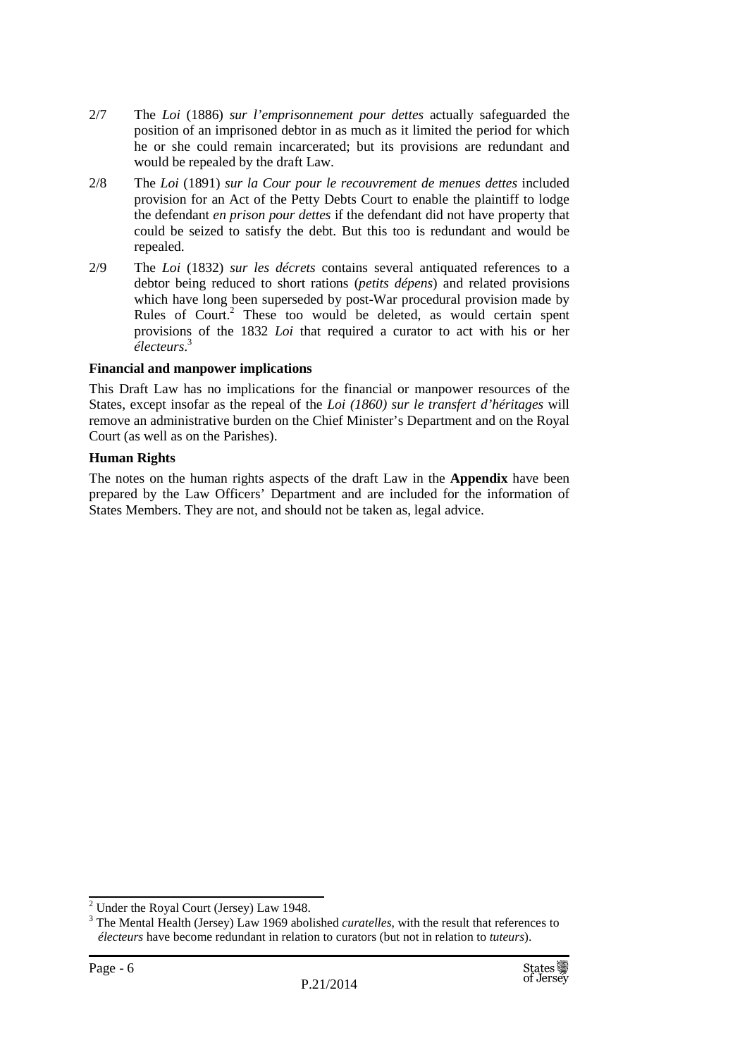2/7 The *Loi* (1886) *sur l'emprisonnement pour dettes* actually safeguarded the position of an imprisoned debtor in as much as it limited the period for which he or she could remain incarcerated; but its provisions are redundant and would be repealed by the draft Law.

2/8 The *Loi* (1891) *sur la Cour pour le recouvrement de menues dettes* included provision for an Act of the Petty Debts Court to enable the plaintiff to lodge the defendant *en prison pour dettes* if the defendant did not have property that could be seized to satisfy the debt. But this too is redundant and would be repealed.

2/9 The *Loi* (1832) *sur les décrets* contains several antiquated references to a debtor being reduced to short rations (*petits dépens*) and related provisions which have long been superseded by post-War procedural provision made by Rules of Court.[2] These too would be deleted, as would certain spent provisions of the 1832 *Loi* that required a curator to act with his or her *électeurs*.[3]

**Financial and manpower implications**

This Draft Law has no implications for the financial or manpower resources of the States, except insofar as the repeal of the *Loi (1860) sur le transfert d'héritages* will remove an administrative burden on the Chief Minister's Department and on the Royal Court (as well as on the Parishes).

**Human Rights**

The notes on the human rights aspects of the draft Law in the **Appendix** have been prepared by the Law Officers' Department and are included for the information of States Members. They are not, and should not be taken as, legal advice.

---

[2] Under the Royal Court (Jersey) Law 1948.

[3] The Mental Health (Jersey) Law 1969 abolished *curatelles*, with the result that references to *électeurs* have become redundant in relation to curators (but not in relation to *tuteurs*).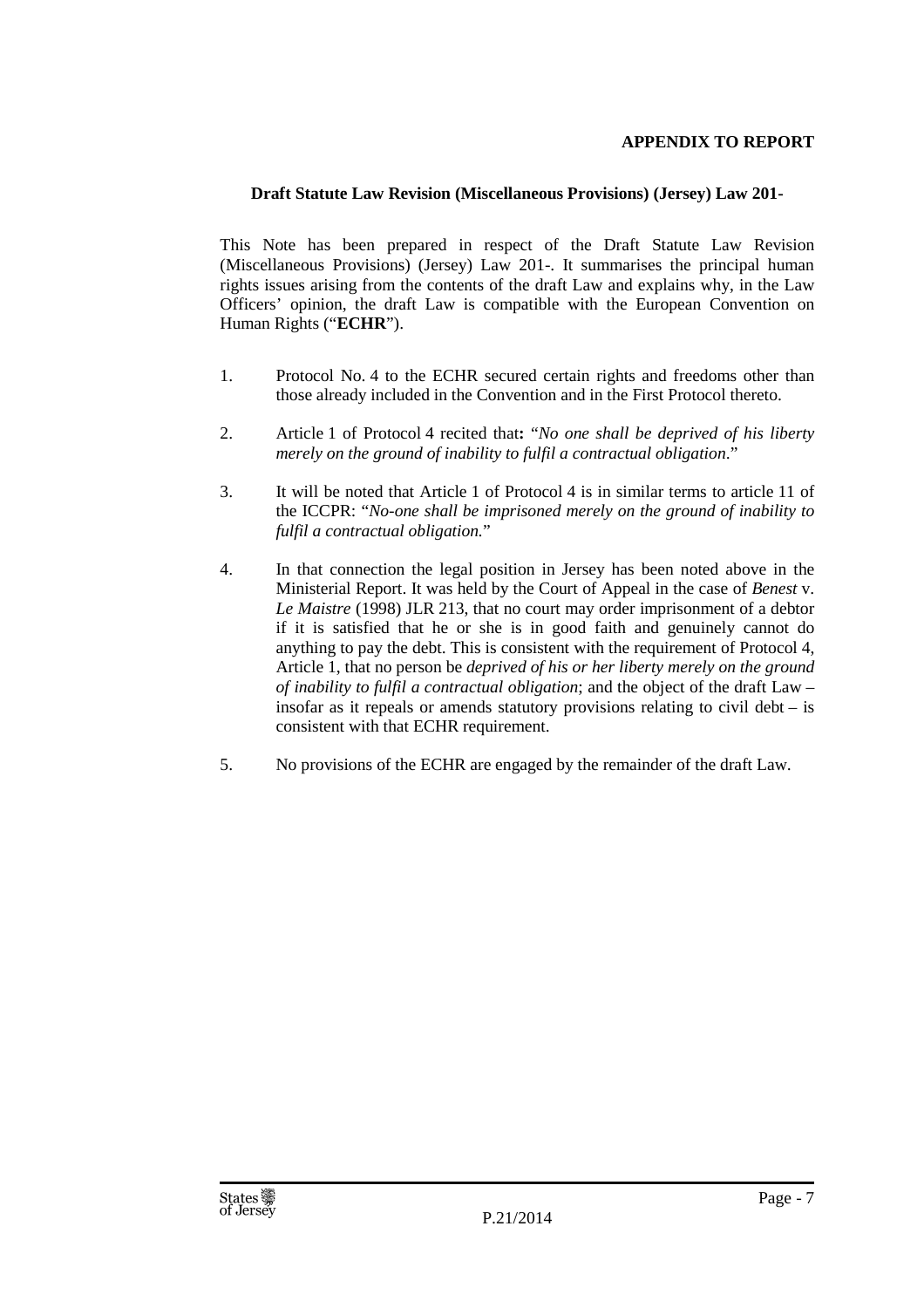**APPENDIX TO REPORT**

**Draft Statute Law Revision (Miscellaneous Provisions) (Jersey) Law 201-**

This Note has been prepared in respect of the Draft Statute Law Revision (Miscellaneous Provisions) (Jersey) Law 201-. It summarises the principal human rights issues arising from the contents of the draft Law and explains why, in the Law Officers' opinion, the draft Law is compatible with the European Convention on Human Rights ("**ECHR**").

1. Protocol No. 4 to the ECHR secured certain rights and freedoms other than those already included in the Convention and in the First Protocol thereto.

2. Article 1 of Protocol 4 recited that**:** "*No one shall be deprived of his liberty merely on the ground of inability to fulfil a contractual obligation*."

3. It will be noted that Article 1 of Protocol 4 is in similar terms to article 11 of the ICCPR: "*No-one shall be imprisoned merely on the ground of inability to fulfil a contractual obligation.*"

4. In that connection the legal position in Jersey has been noted above in the Ministerial Report. It was held by the Court of Appeal in the case of *Benest* v. *Le Maistre* (1998) JLR 213, that no court may order imprisonment of a debtor if it is satisfied that he or she is in good faith and genuinely cannot do anything to pay the debt. This is consistent with the requirement of Protocol 4, Article 1, that no person be *deprived of his or her liberty merely on the ground of inability to fulfil a contractual obligation*; and the object of the draft Law – insofar as it repeals or amends statutory provisions relating to civil debt – is consistent with that ECHR requirement.

5. No provisions of the ECHR are engaged by the remainder of the draft Law.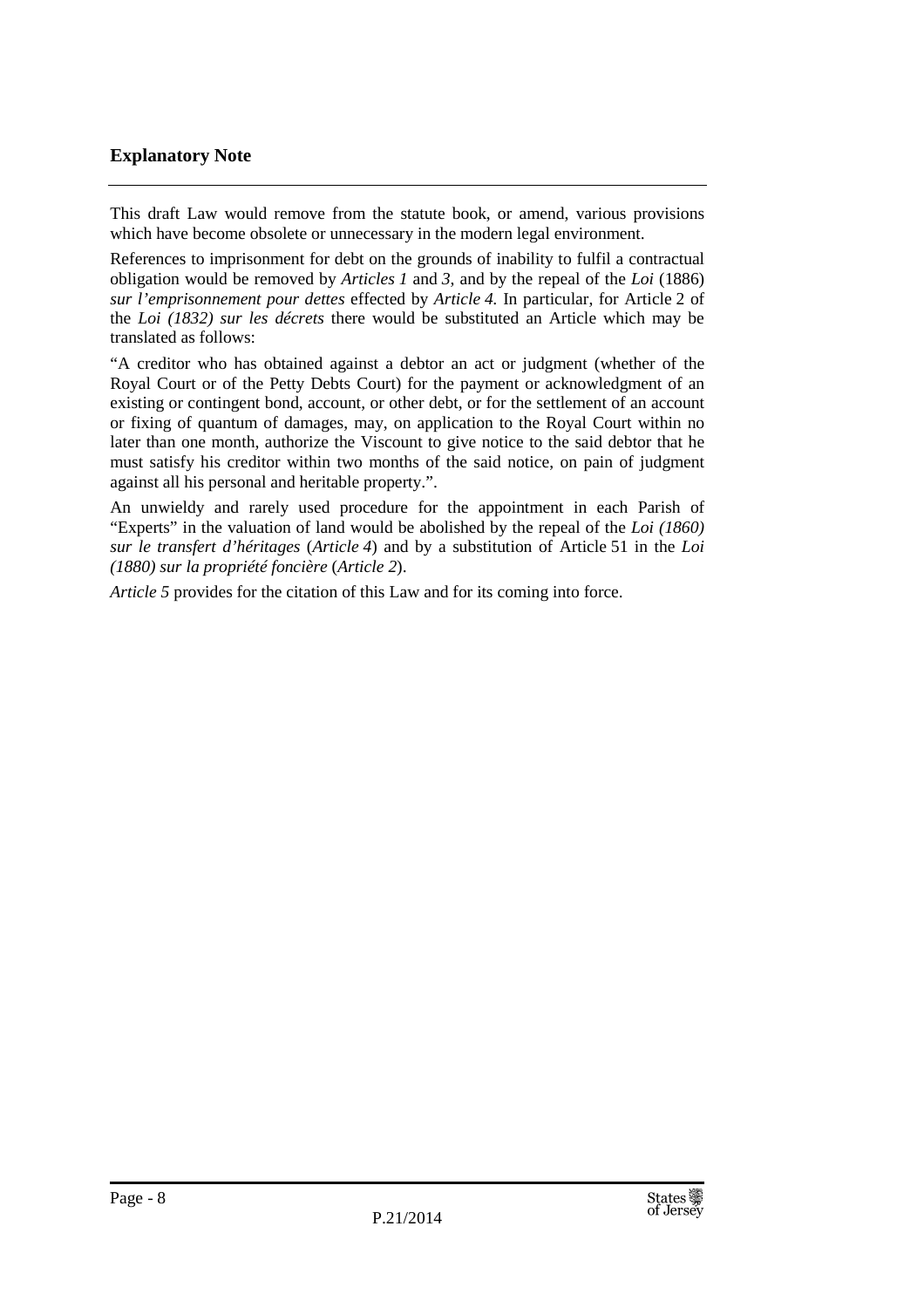## Explanatory Note

This draft Law would remove from the statute book, or amend, various provisions which have become obsolete or unnecessary in the modern legal environment.

References to imprisonment for debt on the grounds of inability to fulfil a contractual obligation would be removed by *Articles 1* and *3*, and by the repeal of the *Loi* (1886) *sur l'emprisonnement pour dettes* effected by *Article 4.* In particular, for Article 2 of the *Loi (1832) sur les décrets* there would be substituted an Article which may be translated as follows:

"A creditor who has obtained against a debtor an act or judgment (whether of the Royal Court or of the Petty Debts Court) for the payment or acknowledgment of an existing or contingent bond, account, or other debt, or for the settlement of an account or fixing of quantum of damages, may, on application to the Royal Court within no later than one month, authorize the Viscount to give notice to the said debtor that he must satisfy his creditor within two months of the said notice, on pain of judgment against all his personal and heritable property.".

An unwieldy and rarely used procedure for the appointment in each Parish of "Experts" in the valuation of land would be abolished by the repeal of the *Loi (1860) sur le transfert d'héritages* (*Article 4*) and by a substitution of Article 51 in the *Loi (1880) sur la propriété foncière* (*Article 2*).

*Article 5* provides for the citation of this Law and for its coming into force.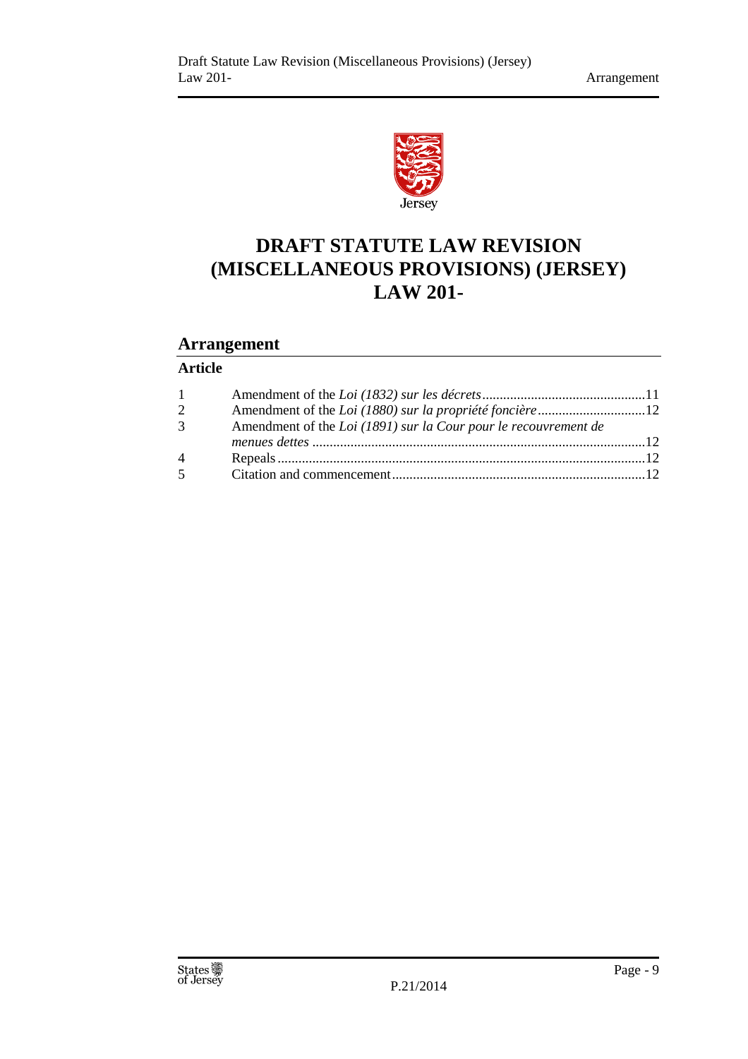# DRAFT STATUTE LAW REVISION (MISCELLANEOUS PROVISIONS) (JERSEY) LAW 201-

## Arrangement

### Article

| | | |
|---|---|---|
| 1 | Amendment of the *Loi (1832) sur les décrets* | 11 |
| 2 | Amendment of the *Loi (1880) sur la propriété foncière* | 12 |
| 3 | Amendment of the *Loi (1891) sur la Cour pour le recouvrement de menues dettes* | 12 |
| 4 | Repeals | 12 |
| 5 | Citation and commencement | 12 |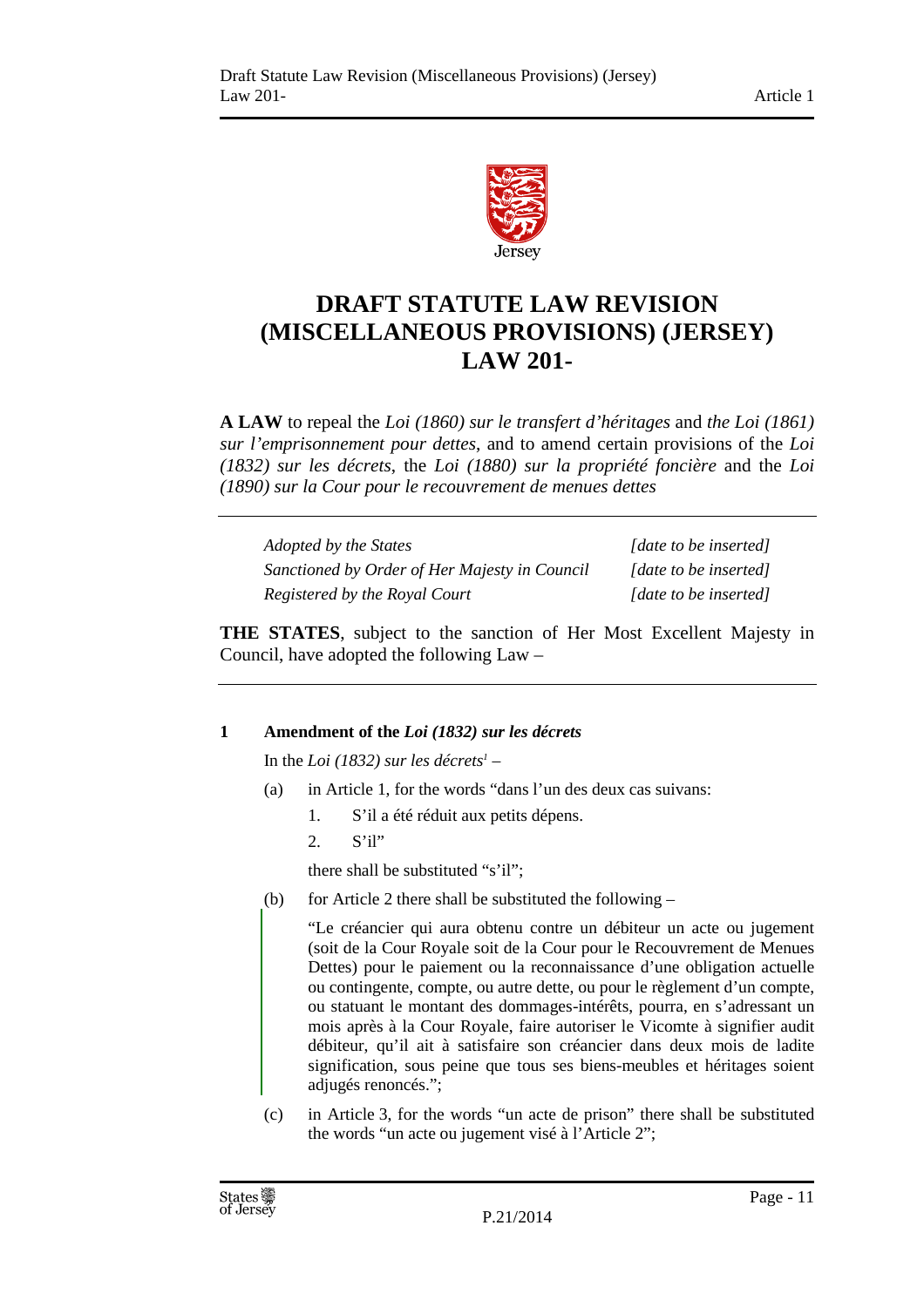# DRAFT STATUTE LAW REVISION (MISCELLANEOUS PROVISIONS) (JERSEY) LAW 201-

**A LAW** to repeal the *Loi (1860) sur le transfert d'héritages* and *the Loi (1861) sur l'emprisonnement pour dettes*, and to amend certain provisions of the *Loi (1832) sur les décrets*, the *Loi (1880) sur la propriété foncière* and the *Loi (1890) sur la Cour pour le recouvrement de menues dettes*

| | |
|---|---|
| *Adopted by the States* | *[date to be inserted]* |
| *Sanctioned by Order of Her Majesty in Council* | *[date to be inserted]* |
| *Registered by the Royal Court* | *[date to be inserted]* |

**THE STATES**, subject to the sanction of Her Most Excellent Majesty in Council, have adopted the following Law –

### 1 Amendment of the *Loi (1832) sur les décrets*

In the *Loi (1832) sur les décrets*[1] –

(a) in Article 1, for the words "dans l'un des deux cas suivans:

1. S'il a été réduit aux petits dépens.
2. S'il"

there shall be substituted "s'il";

(b) for Article 2 there shall be substituted the following –

"Le créancier qui aura obtenu contre un débiteur un acte ou jugement (soit de la Cour Royale soit de la Cour pour le Recouvrement de Menues Dettes) pour le paiement ou la reconnaissance d'une obligation actuelle ou contingente, compte, ou autre dette, ou pour le règlement d'un compte, ou statuant le montant des dommages-intérêts, pourra, en s'adressant un mois après à la Cour Royale, faire autoriser le Vicomte à signifier audit débiteur, qu'il ait à satisfaire son créancier dans deux mois de ladite signification, sous peine que tous ses biens-meubles et héritages soient adjugés renoncés.";

(c) in Article 3, for the words "un acte de prison" there shall be substituted the words "un acte ou jugement visé à l'Article 2";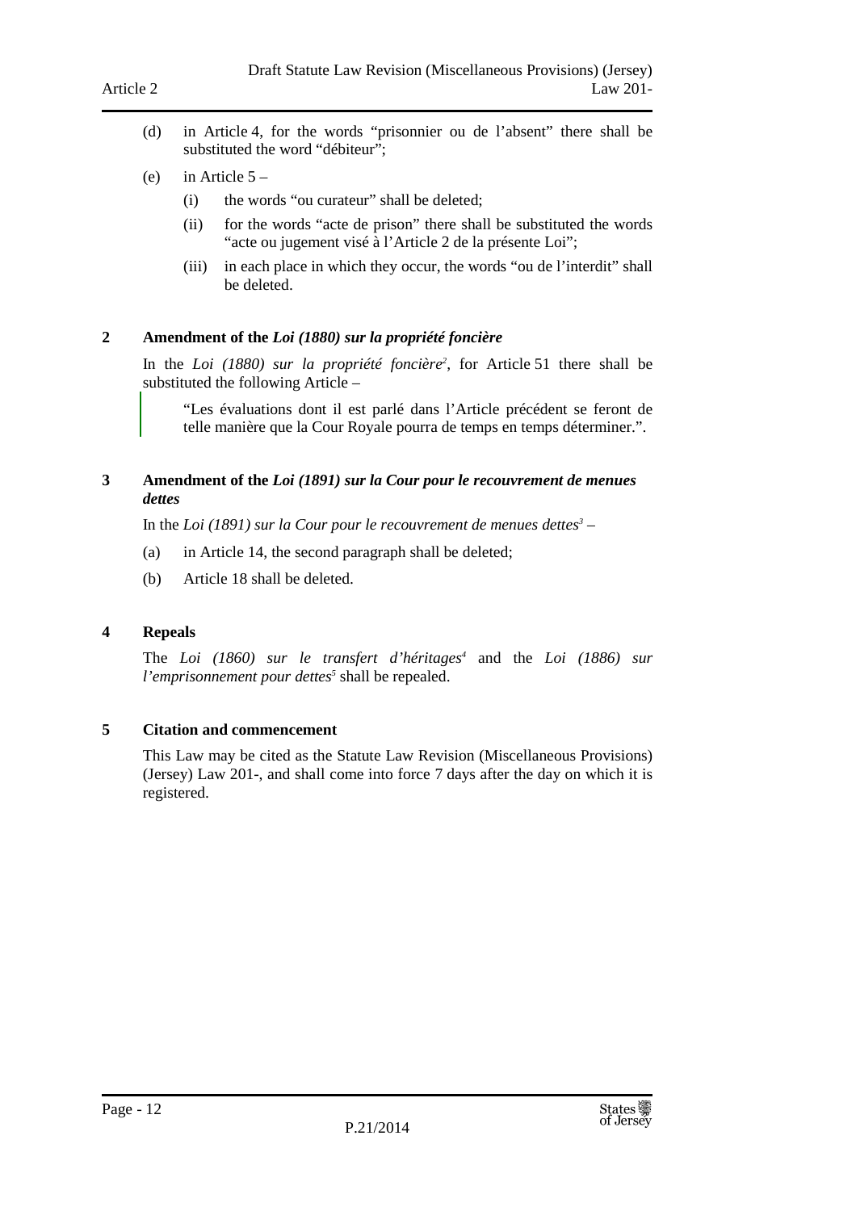(d) in Article 4, for the words "prisonnier ou de l'absent" there shall be substituted the word "débiteur";

(e) in Article 5 –

  (i) the words "ou curateur" shall be deleted;

  (ii) for the words "acte de prison" there shall be substituted the words "acte ou jugement visé à l'Article 2 de la présente Loi";

  (iii) in each place in which they occur, the words "ou de l'interdit" shall be deleted.

## 2 Amendment of the *Loi (1880) sur la propriété foncière*

In the *Loi (1880) sur la propriété foncière*[2], for Article 51 there shall be substituted the following Article –

> "Les évaluations dont il est parlé dans l'Article précédent se feront de telle manière que la Cour Royale pourra de temps en temps déterminer.".

## 3 Amendment of the *Loi (1891) sur la Cour pour le recouvrement de menues dettes*

In the *Loi (1891) sur la Cour pour le recouvrement de menues dettes*[3] –

(a) in Article 14, the second paragraph shall be deleted;

(b) Article 18 shall be deleted.

## 4 Repeals

The *Loi (1860) sur le transfert d'héritages*[4] and the *Loi (1886) sur l'emprisonnement pour dettes*[5] shall be repealed.

## 5 Citation and commencement

This Law may be cited as the Statute Law Revision (Miscellaneous Provisions) (Jersey) Law 201-, and shall come into force 7 days after the day on which it is registered.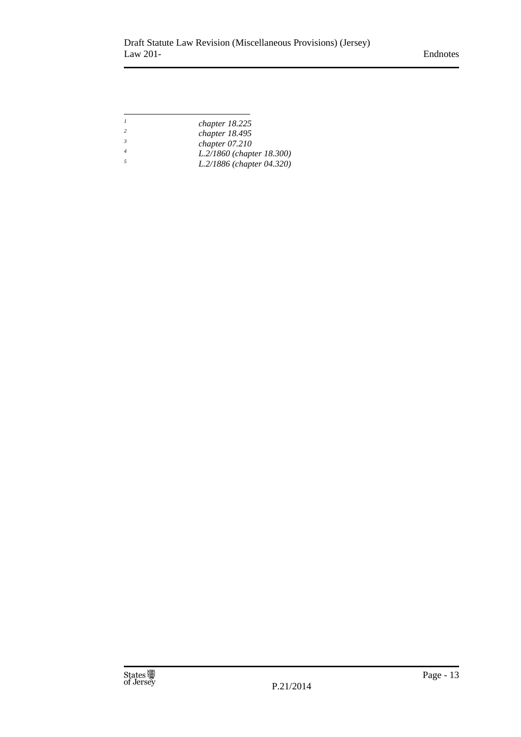[1] *chapter 18.225*

[2] *chapter 18.495*

[3] *chapter 07.210*

[4] *L.2/1860 (chapter 18.300)*

[5] *L.2/1886 (chapter 04.320)*